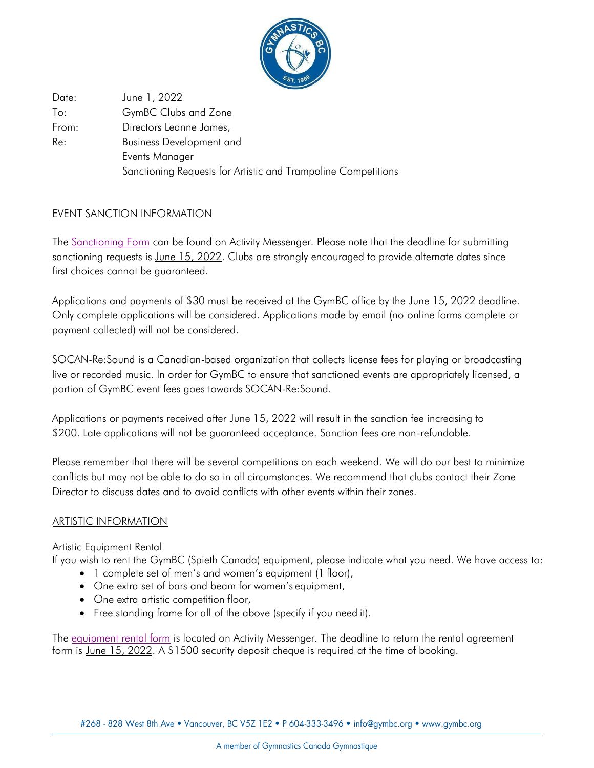| | |
|---|---|
| Date: | June 1, 2022 |
| To: | GymBC Clubs and Zone |
| From: | Directors Leanne James, |
| Re: | Business Development and Events Manager<br>Sanctioning Requests for Artistic and Trampoline Competitions |

## EVENT SANCTION INFORMATION

The Sanctioning Form can be found on Activity Messenger. Please note that the deadline for submitting sanctioning requests is June 15, 2022. Clubs are strongly encouraged to provide alternate dates since first choices cannot be guaranteed.

Applications and payments of $30 must be received at the GymBC office by the June 15, 2022 deadline. Only complete applications will be considered. Applications made by email (no online forms complete or payment collected) will not be considered.

SOCAN-Re:Sound is a Canadian-based organization that collects license fees for playing or broadcasting live or recorded music. In order for GymBC to ensure that sanctioned events are appropriately licensed, a portion of GymBC event fees goes towards SOCAN-Re:Sound.

Applications or payments received after June 15, 2022 will result in the sanction fee increasing to $200. Late applications will not be guaranteed acceptance. Sanction fees are non-refundable.

Please remember that there will be several competitions on each weekend. We will do our best to minimize conflicts but may not be able to do so in all circumstances. We recommend that clubs contact their Zone Director to discuss dates and to avoid conflicts with other events within their zones.

## ARTISTIC INFORMATION

Artistic Equipment Rental

If you wish to rent the GymBC (Spieth Canada) equipment, please indicate what you need. We have access to:

- 1 complete set of men's and women's equipment (1 floor),
- One extra set of bars and beam for women's equipment,
- One extra artistic competition floor,
- Free standing frame for all of the above (specify if you need it).

The equipment rental form is located on Activity Messenger. The deadline to return the rental agreement form is June 15, 2022. A $1500 security deposit cheque is required at the time of booking.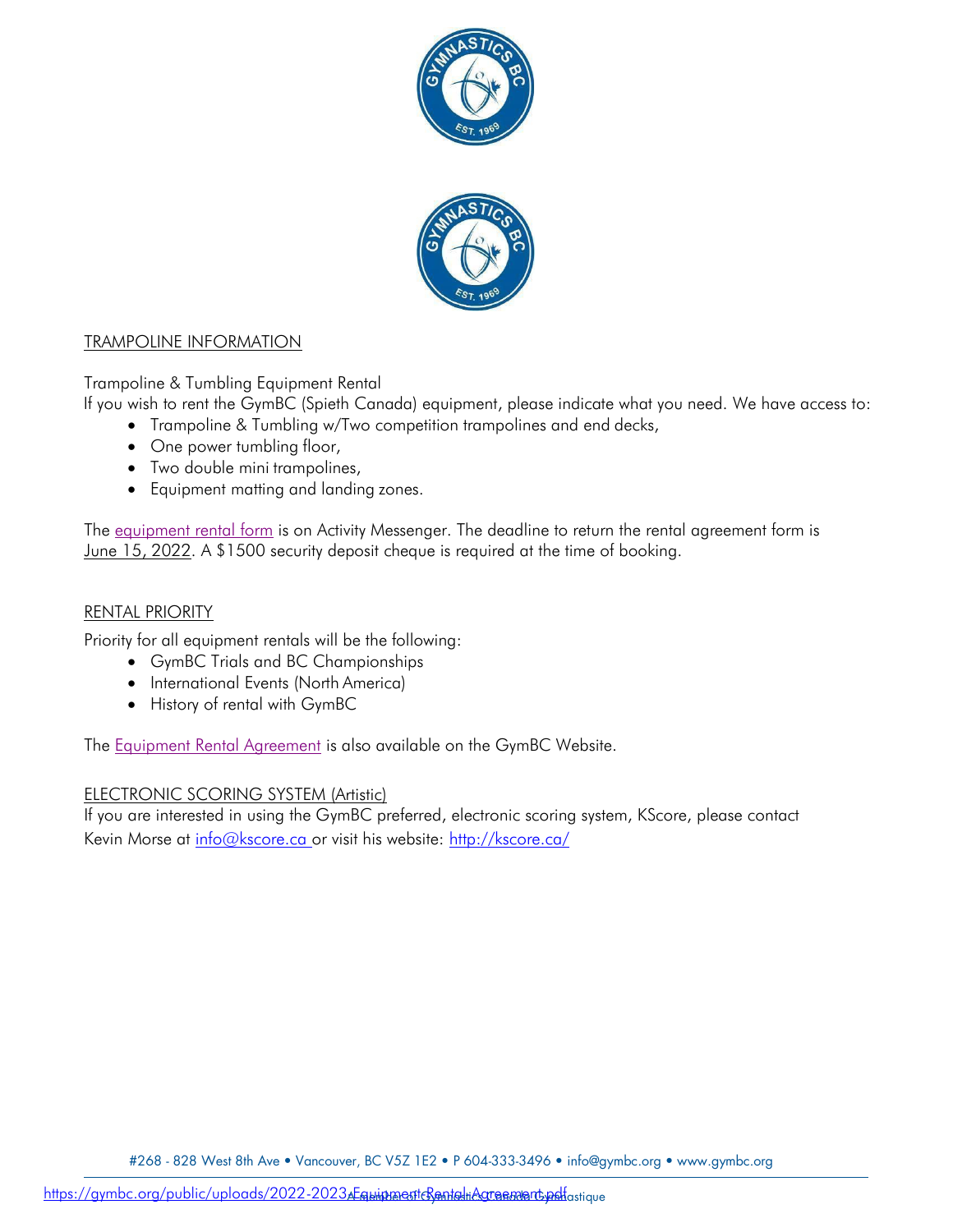TRAMPOLINE INFORMATION

Trampoline & Tumbling Equipment Rental

If you wish to rent the GymBC (Spieth Canada) equipment, please indicate what you need. We have access to:

- Trampoline & Tumbling w/Two competition trampolines and end decks,
- One power tumbling floor,
- Two double mini trampolines,
- Equipment matting and landing zones.

The equipment rental form is on Activity Messenger. The deadline to return the rental agreement form is June 15, 2022. A $1500 security deposit cheque is required at the time of booking.

RENTAL PRIORITY

Priority for all equipment rentals will be the following:

- GymBC Trials and BC Championships
- International Events (North America)
- History of rental with GymBC

The Equipment Rental Agreement is also available on the GymBC Website.

ELECTRONIC SCORING SYSTEM (Artistic)

If you are interested in using the GymBC preferred, electronic scoring system, KScore, please contact Kevin Morse at info@kscore.ca or visit his website: http://kscore.ca/

https://gymbc.org/public/uploads/2022-2023-Equipment-Rental-Agreement.pdf